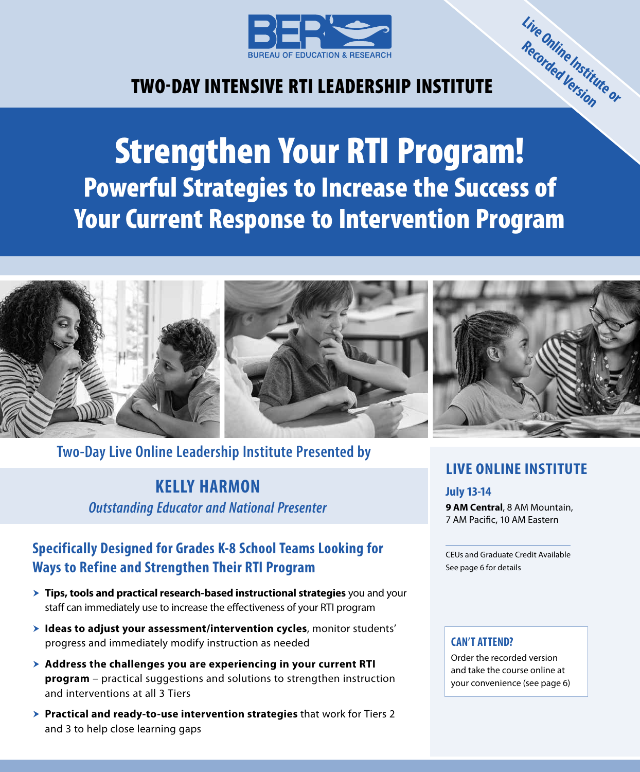BER
BUREAU OF EDUCATION & RESEARCH

Live Online Institute or Recorded Version

## TWO-DAY INTENSIVE RTI LEADERSHIP INSTITUTE

# Strengthen Your RTI Program!

## Powerful Strategies to Increase the Success of Your Current Response to Intervention Program

### Two-Day Live Online Leadership Institute Presented by

### KELLY HARMON

*Outstanding Educator and National Presenter*

### Specifically Designed for Grades K-8 School Teams Looking for Ways to Refine and Strengthen Their RTI Program

- **Tips, tools and practical research-based instructional strategies** you and your staff can immediately use to increase the effectiveness of your RTI program
- **Ideas to adjust your assessment/intervention cycles**, monitor students' progress and immediately modify instruction as needed
- **Address the challenges you are experiencing in your current RTI program** – practical suggestions and solutions to strengthen instruction and interventions at all 3 Tiers
- **Practical and ready-to-use intervention strategies** that work for Tiers 2 and 3 to help close learning gaps

### LIVE ONLINE INSTITUTE

**July 13-14**

**9 AM Central**, 8 AM Mountain, 7 AM Pacific, 10 AM Eastern

CEUs and Graduate Credit Available
See page 6 for details

**CAN'T ATTEND?**

Order the recorded version and take the course online at your convenience (see page 6)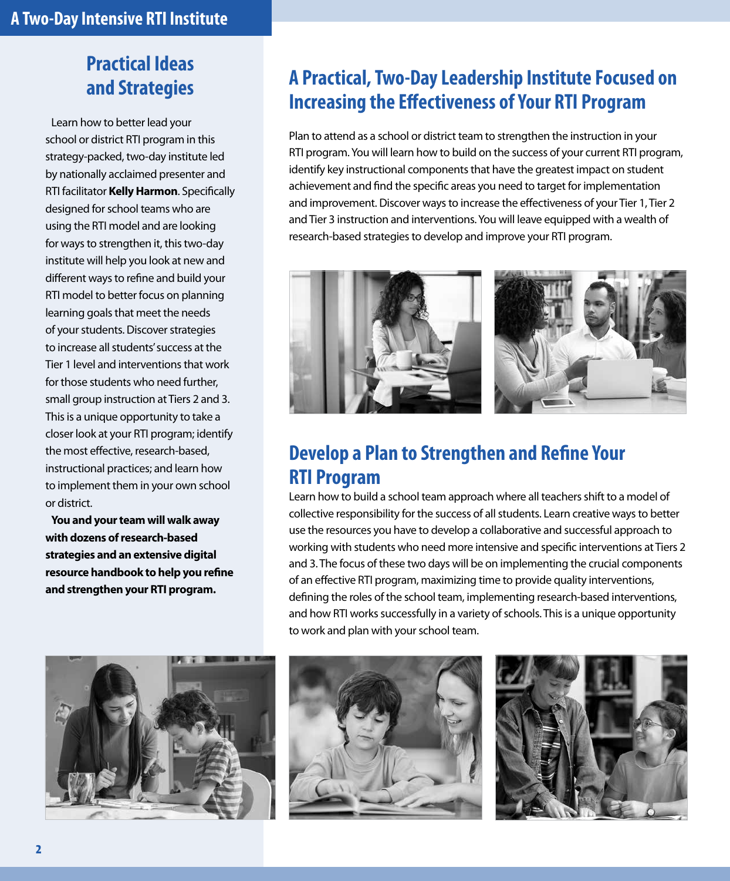## Practical Ideas and Strategies

Learn how to better lead your school or district RTI program in this strategy-packed, two-day institute led by nationally acclaimed presenter and RTI facilitator **Kelly Harmon**. Specifically designed for school teams who are using the RTI model and are looking for ways to strengthen it, this two-day institute will help you look at new and different ways to refine and build your RTI model to better focus on planning learning goals that meet the needs of your students. Discover strategies to increase all students' success at the Tier 1 level and interventions that work for those students who need further, small group instruction at Tiers 2 and 3. This is a unique opportunity to take a closer look at your RTI program; identify the most effective, research-based, instructional practices; and learn how to implement them in your own school or district.

**You and your team will walk away with dozens of research-based strategies and an extensive digital resource handbook to help you refine and strengthen your RTI program.**

## A Practical, Two-Day Leadership Institute Focused on Increasing the Effectiveness of Your RTI Program

Plan to attend as a school or district team to strengthen the instruction in your RTI program. You will learn how to build on the success of your current RTI program, identify key instructional components that have the greatest impact on student achievement and find the specific areas you need to target for implementation and improvement. Discover ways to increase the effectiveness of your Tier 1, Tier 2 and Tier 3 instruction and interventions. You will leave equipped with a wealth of research-based strategies to develop and improve your RTI program.

## Develop a Plan to Strengthen and Refine Your RTI Program

Learn how to build a school team approach where all teachers shift to a model of collective responsibility for the success of all students. Learn creative ways to better use the resources you have to develop a collaborative and successful approach to working with students who need more intensive and specific interventions at Tiers 2 and 3. The focus of these two days will be on implementing the crucial components of an effective RTI program, maximizing time to provide quality interventions, defining the roles of the school team, implementing research-based interventions, and how RTI works successfully in a variety of schools. This is a unique opportunity to work and plan with your school team.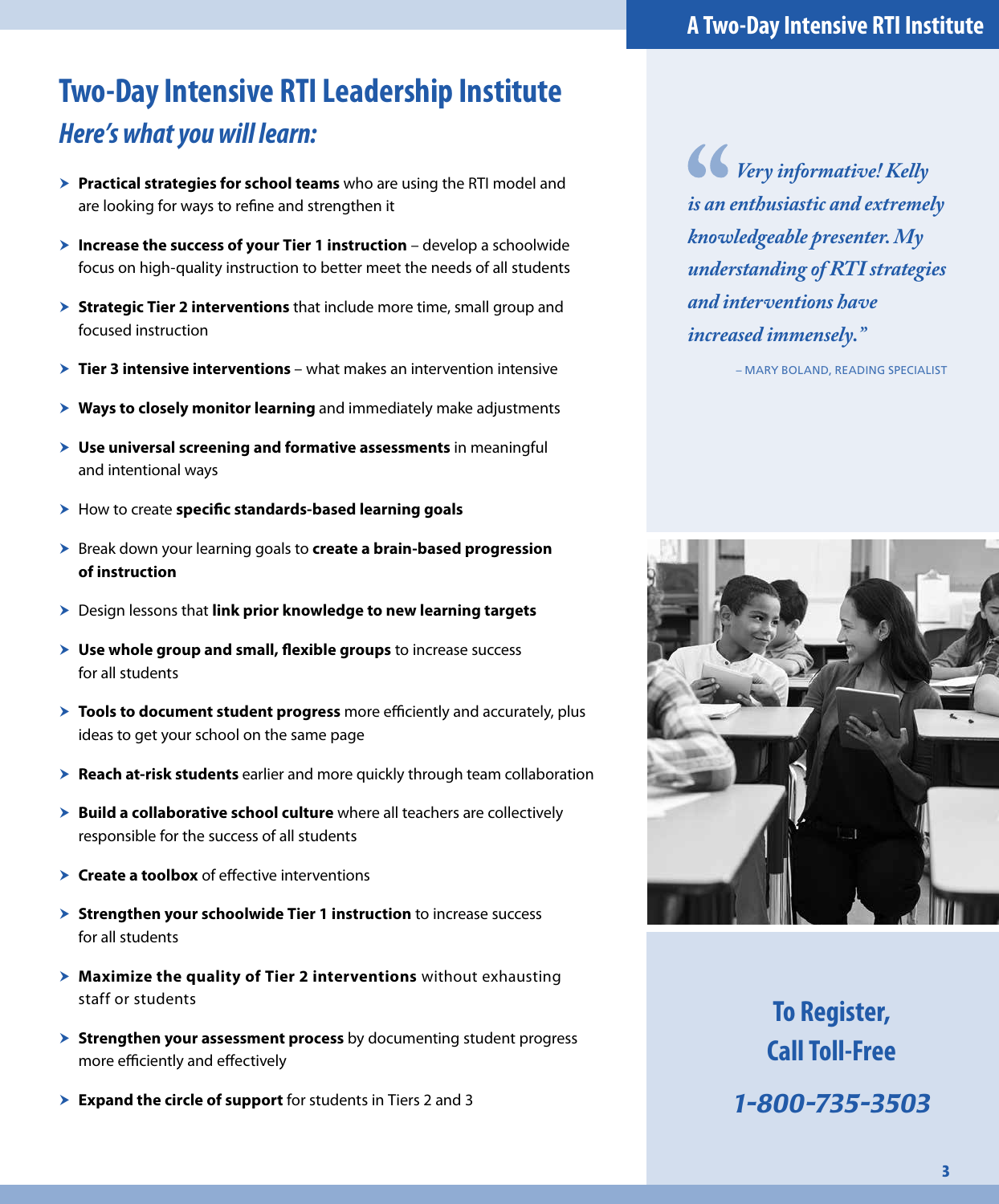# Two-Day Intensive RTI Leadership Institute

## *Here's what you will learn:*

- **Practical strategies for school teams** who are using the RTI model and are looking for ways to refine and strengthen it
- **Increase the success of your Tier 1 instruction** – develop a schoolwide focus on high-quality instruction to better meet the needs of all students
- **Strategic Tier 2 interventions** that include more time, small group and focused instruction
- **Tier 3 intensive interventions** – what makes an intervention intensive
- **Ways to closely monitor learning** and immediately make adjustments
- **Use universal screening and formative assessments** in meaningful and intentional ways
- How to create **specific standards-based learning goals**
- Break down your learning goals to **create a brain-based progression of instruction**
- Design lessons that **link prior knowledge to new learning targets**
- **Use whole group and small, flexible groups** to increase success for all students
- **Tools to document student progress** more efficiently and accurately, plus ideas to get your school on the same page
- **Reach at-risk students** earlier and more quickly through team collaboration
- **Build a collaborative school culture** where all teachers are collectively responsible for the success of all students
- **Create a toolbox** of effective interventions
- **Strengthen your schoolwide Tier 1 instruction** to increase success for all students
- **Maximize the quality of Tier 2 interventions** without exhausting staff or students
- **Strengthen your assessment process** by documenting student progress more efficiently and effectively
- **Expand the circle of support** for students in Tiers 2 and 3

> *"Very informative! Kelly is an enthusiastic and extremely knowledgeable presenter. My understanding of RTI strategies and interventions have increased immensely."*
>
> – MARY BOLAND, READING SPECIALIST

**To Register, Call Toll-Free**

***1-800-735-3503***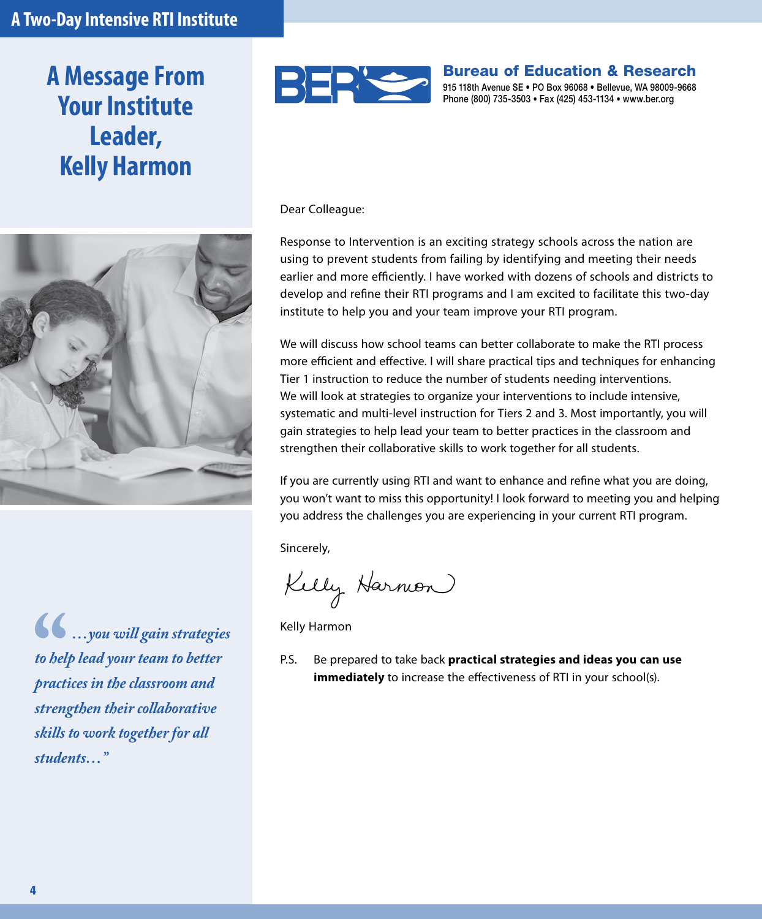# A Message From Your Institute Leader, Kelly Harmon

**Bureau of Education & Research**
915 118th Avenue SE • PO Box 96068 • Bellevue, WA 98009-9668
Phone (800) 735-3503 • Fax (425) 453-1134 • www.ber.org

Dear Colleague:

Response to Intervention is an exciting strategy schools across the nation are using to prevent students from failing by identifying and meeting their needs earlier and more efficiently. I have worked with dozens of schools and districts to develop and refine their RTI programs and I am excited to facilitate this two-day institute to help you and your team improve your RTI program.

We will discuss how school teams can better collaborate to make the RTI process more efficient and effective. I will share practical tips and techniques for enhancing Tier 1 instruction to reduce the number of students needing interventions. We will look at strategies to organize your interventions to include intensive, systematic and multi-level instruction for Tiers 2 and 3. Most importantly, you will gain strategies to help lead your team to better practices in the classroom and strengthen their collaborative skills to work together for all students.

If you are currently using RTI and want to enhance and refine what you are doing, you won't want to miss this opportunity! I look forward to meeting you and helping you address the challenges you are experiencing in your current RTI program.

Sincerely,

Kelly Harmon

P.S. Be prepared to take back **practical strategies and ideas you can use immediately** to increase the effectiveness of RTI in your school(s).

> *"…you will gain strategies to help lead your team to better practices in the classroom and strengthen their collaborative skills to work together for all students…"*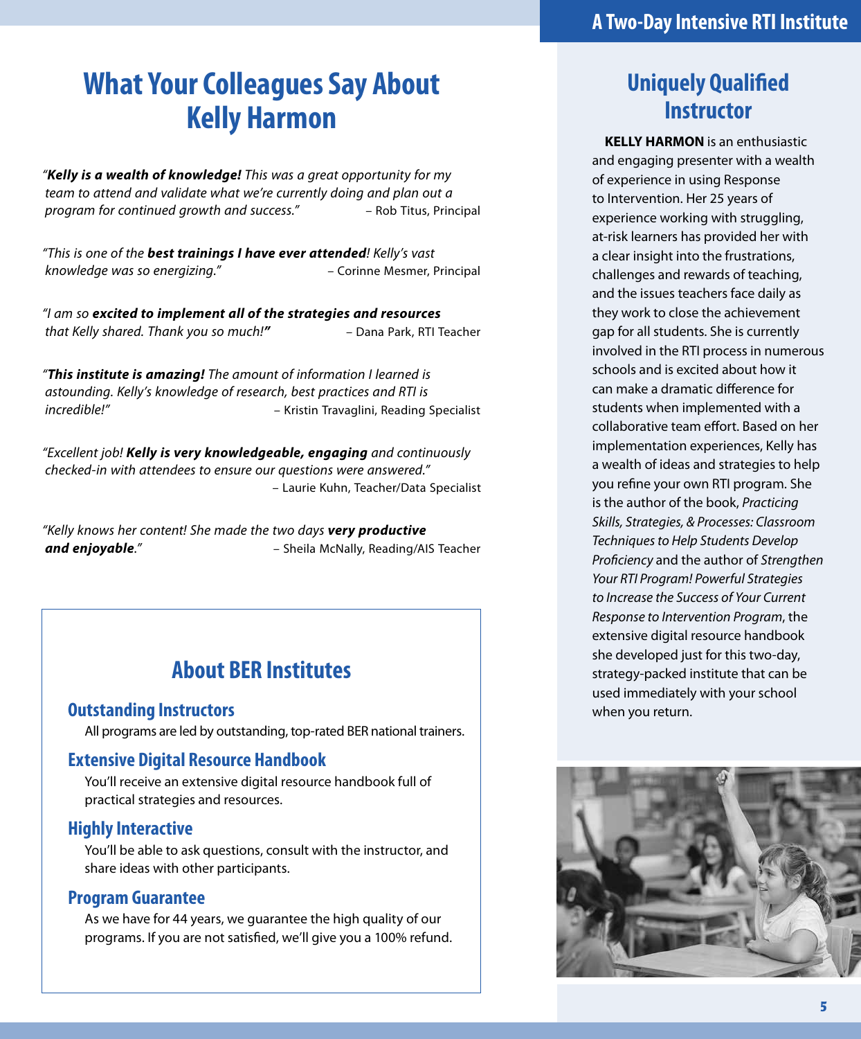# What Your Colleagues Say About Kelly Harmon

*"**Kelly is a wealth of knowledge!** This was a great opportunity for my team to attend and validate what we're currently doing and plan out a program for continued growth and success."* – Rob Titus, Principal

*"This is one of the **best trainings I have ever attended**! Kelly's vast knowledge was so energizing."* – Corinne Mesmer, Principal

*"I am so **excited to implement all of the strategies and resources** that Kelly shared. Thank you so much!"* – Dana Park, RTI Teacher

*"**This institute is amazing!** The amount of information I learned is astounding. Kelly's knowledge of research, best practices and RTI is incredible!"* – Kristin Travaglini, Reading Specialist

*"Excellent job! **Kelly is very knowledgeable, engaging** and continuously checked-in with attendees to ensure our questions were answered."* – Laurie Kuhn, Teacher/Data Specialist

*"Kelly knows her content! She made the two days **very productive and enjoyable**."* – Sheila McNally, Reading/AIS Teacher

## About BER Institutes

### Outstanding Instructors

All programs are led by outstanding, top-rated BER national trainers.

### Extensive Digital Resource Handbook

You'll receive an extensive digital resource handbook full of practical strategies and resources.

### Highly Interactive

You'll be able to ask questions, consult with the instructor, and share ideas with other participants.

### Program Guarantee

As we have for 44 years, we guarantee the high quality of our programs. If you are not satisfied, we'll give you a 100% refund.

## Uniquely Qualified Instructor

**KELLY HARMON** is an enthusiastic and engaging presenter with a wealth of experience in using Response to Intervention. Her 25 years of experience working with struggling, at-risk learners has provided her with a clear insight into the frustrations, challenges and rewards of teaching, and the issues teachers face daily as they work to close the achievement gap for all students. She is currently involved in the RTI process in numerous schools and is excited about how it can make a dramatic difference for students when implemented with a collaborative team effort. Based on her implementation experiences, Kelly has a wealth of ideas and strategies to help you refine your own RTI program. She is the author of the book, *Practicing Skills, Strategies, & Processes: Classroom Techniques to Help Students Develop Proficiency* and the author of *Strengthen Your RTI Program! Powerful Strategies to Increase the Success of Your Current Response to Intervention Program*, the extensive digital resource handbook she developed just for this two-day, strategy-packed institute that can be used immediately with your school when you return.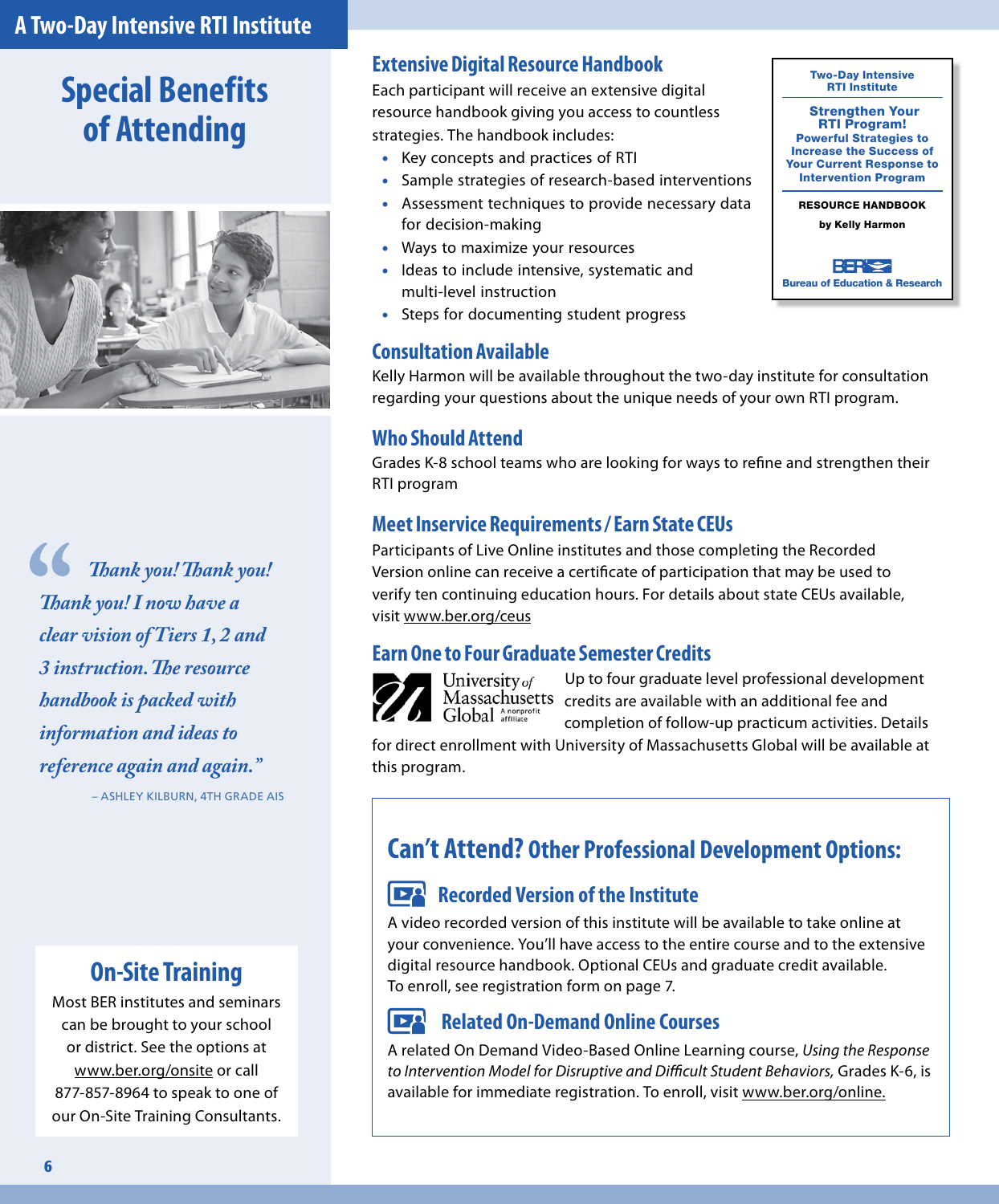## Special Benefits of Attending

> "Thank you! Thank you! Thank you! I now have a clear vision of Tiers 1, 2 and 3 instruction. The resource handbook is packed with information and ideas to reference again and again."
>
> – ASHLEY KILBURN, 4TH GRADE AIS

### On-Site Training

Most BER institutes and seminars can be brought to your school or district. See the options at www.ber.org/onsite or call 877-857-8964 to speak to one of our On-Site Training Consultants.

### Extensive Digital Resource Handbook

Each participant will receive an extensive digital resource handbook giving you access to countless strategies. The handbook includes:

- Key concepts and practices of RTI
- Sample strategies of research-based interventions
- Assessment techniques to provide necessary data for decision-making
- Ways to maximize your resources
- Ideas to include intensive, systematic and multi-level instruction
- Steps for documenting student progress

**Two-Day Intensive RTI Institute**

**Strengthen Your RTI Program! Powerful Strategies to Increase the Success of Your Current Response to Intervention Program**

**RESOURCE HANDBOOK**

**by Kelly Harmon**

**Bureau of Education & Research**

### Consultation Available

Kelly Harmon will be available throughout the two-day institute for consultation regarding your questions about the unique needs of your own RTI program.

### Who Should Attend

Grades K-8 school teams who are looking for ways to refine and strengthen their RTI program

### Meet Inservice Requirements / Earn State CEUs

Participants of Live Online institutes and those completing the Recorded Version online can receive a certificate of participation that may be used to verify ten continuing education hours. For details about state CEUs available, visit www.ber.org/ceus

### Earn One to Four Graduate Semester Credits

University of Massachusetts Global — A nonprofit affiliate

Up to four graduate level professional development credits are available with an additional fee and completion of follow-up practicum activities. Details for direct enrollment with University of Massachusetts Global will be available at this program.

## Can't Attend? Other Professional Development Options:

### Recorded Version of the Institute

A video recorded version of this institute will be available to take online at your convenience. You'll have access to the entire course and to the extensive digital resource handbook. Optional CEUs and graduate credit available. To enroll, see registration form on page 7.

### Related On-Demand Online Courses

A related On Demand Video-Based Online Learning course, *Using the Response to Intervention Model for Disruptive and Difficult Student Behaviors,* Grades K-6, is available for immediate registration. To enroll, visit www.ber.org/online.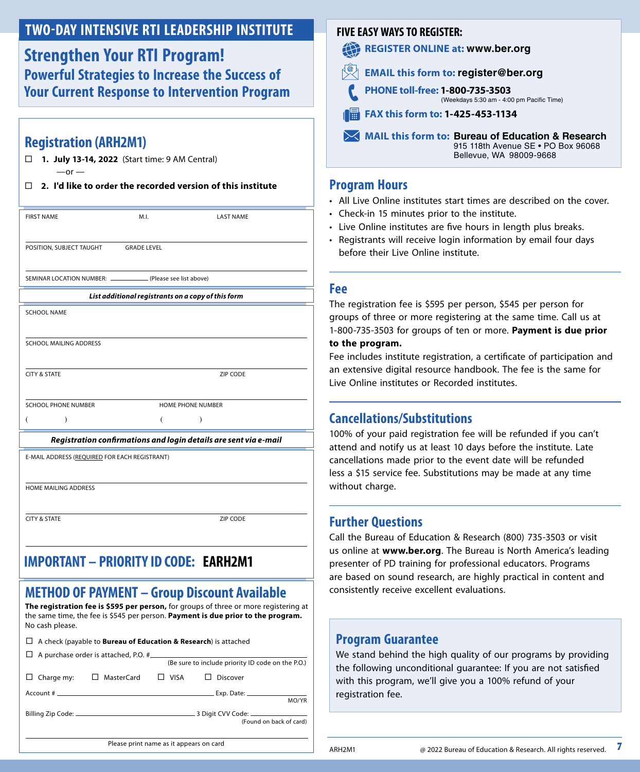## TWO-DAY INTENSIVE RTI LEADERSHIP INSTITUTE

# Strengthen Your RTI Program!

### Powerful Strategies to Increase the Success of Your Current Response to Intervention Program

## Registration (ARH2M1)

☐ **1. July 13-14, 2022** (Start time: 9 AM Central)

—or —

☐ **2. I'd like to order the recorded version of this institute**

FIRST NAME M.I. LAST NAME

POSITION, SUBJECT TAUGHT GRADE LEVEL

SEMINAR LOCATION NUMBER: __________ (Please see list above)

***List additional registrants on a copy of this form***

SCHOOL NAME

SCHOOL MAILING ADDRESS

CITY & STATE ZIP CODE

SCHOOL PHONE NUMBER ( ) HOME PHONE NUMBER ( )

***Registration confirmations and login details are sent via e-mail***

E-MAIL ADDRESS (REQUIRED FOR EACH REGISTRANT)

HOME MAILING ADDRESS

CITY & STATE ZIP CODE

## IMPORTANT – PRIORITY ID CODE: EARH2M1

## METHOD OF PAYMENT – Group Discount Available

**The registration fee is $595 per person,** for groups of three or more registering at the same time, the fee is $545 per person. **Payment is due prior to the program.** No cash please.

☐ A check (payable to **Bureau of Education & Research**) is attached

☐ A purchase order is attached, P.O. # __________ (Be sure to include priority ID code on the P.O.)

☐ Charge my: ☐ MasterCard ☐ VISA ☐ Discover

Account # __________ Exp. Date: __________ MO/YR

Billing Zip Code: __________ 3 Digit CVV Code: __________ (Found on back of card)

Please print name as it appears on card

## FIVE EASY WAYS TO REGISTER:

- **REGISTER ONLINE at: www.ber.org**
- **EMAIL this form to: register@ber.org**
- **PHONE toll-free: 1-800-735-3503** (Weekdays 5:30 am - 4:00 pm Pacific Time)
- **FAX this form to: 1-425-453-1134**
- **MAIL this form to: Bureau of Education & Research**
  915 118th Avenue SE • PO Box 96068
  Bellevue, WA 98009-9668

## Program Hours

- All Live Online institutes start times are described on the cover.
- Check-in 15 minutes prior to the institute.
- Live Online institutes are five hours in length plus breaks.
- Registrants will receive login information by email four days before their Live Online institute.

## Fee

The registration fee is $595 per person, $545 per person for groups of three or more registering at the same time. Call us at 1-800-735-3503 for groups of ten or more. **Payment is due prior to the program.**

Fee includes institute registration, a certificate of participation and an extensive digital resource handbook. The fee is the same for Live Online institutes or Recorded institutes.

## Cancellations/Substitutions

100% of your paid registration fee will be refunded if you can't attend and notify us at least 10 days before the institute. Late cancellations made prior to the event date will be refunded less a $15 service fee. Substitutions may be made at any time without charge.

## Further Questions

Call the Bureau of Education & Research (800) 735-3503 or visit us online at **www.ber.org**. The Bureau is North America's leading presenter of PD training for professional educators. Programs are based on sound research, are highly practical in content and consistently receive excellent evaluations.

## Program Guarantee

We stand behind the high quality of our programs by providing the following unconditional guarantee: If you are not satisfied with this program, we'll give you a 100% refund of your registration fee.

ARH2M1 @ 2022 Bureau of Education & Research. All rights reserved.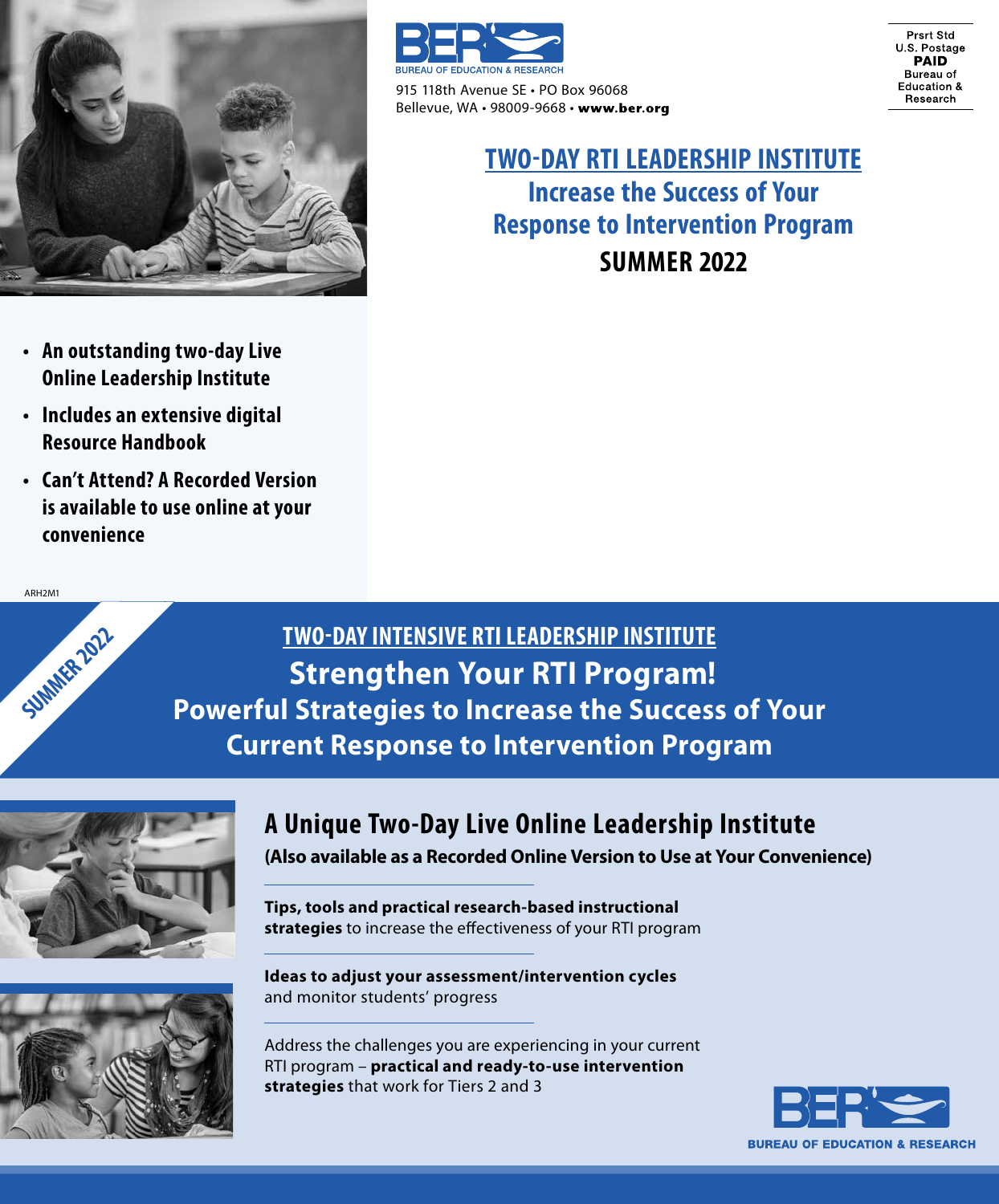BER BUREAU OF EDUCATION & RESEARCH

915 118th Avenue SE • PO Box 96068
Bellevue, WA • 98009-9668 • **www.ber.org**

Prsrt Std
U.S. Postage
**PAID**
Bureau of
Education &
Research

# TWO-DAY RTI LEADERSHIP INSTITUTE

## Increase the Success of Your Response to Intervention Program

## SUMMER 2022

- **An outstanding two-day Live Online Leadership Institute**
- **Includes an extensive digital Resource Handbook**
- **Can't Attend? A Recorded Version is available to use online at your convenience**

ARH2M1

SUMMER 2022

# TWO-DAY INTENSIVE RTI LEADERSHIP INSTITUTE

## Strengthen Your RTI Program!

## Powerful Strategies to Increase the Success of Your Current Response to Intervention Program

## A Unique Two-Day Live Online Leadership Institute

**(Also available as a Recorded Online Version to Use at Your Convenience)**

**Tips, tools and practical research-based instructional strategies** to increase the effectiveness of your RTI program

**Ideas to adjust your assessment/intervention cycles** and monitor students' progress

Address the challenges you are experiencing in your current RTI program – **practical and ready-to-use intervention strategies** that work for Tiers 2 and 3

BER BUREAU OF EDUCATION & RESEARCH